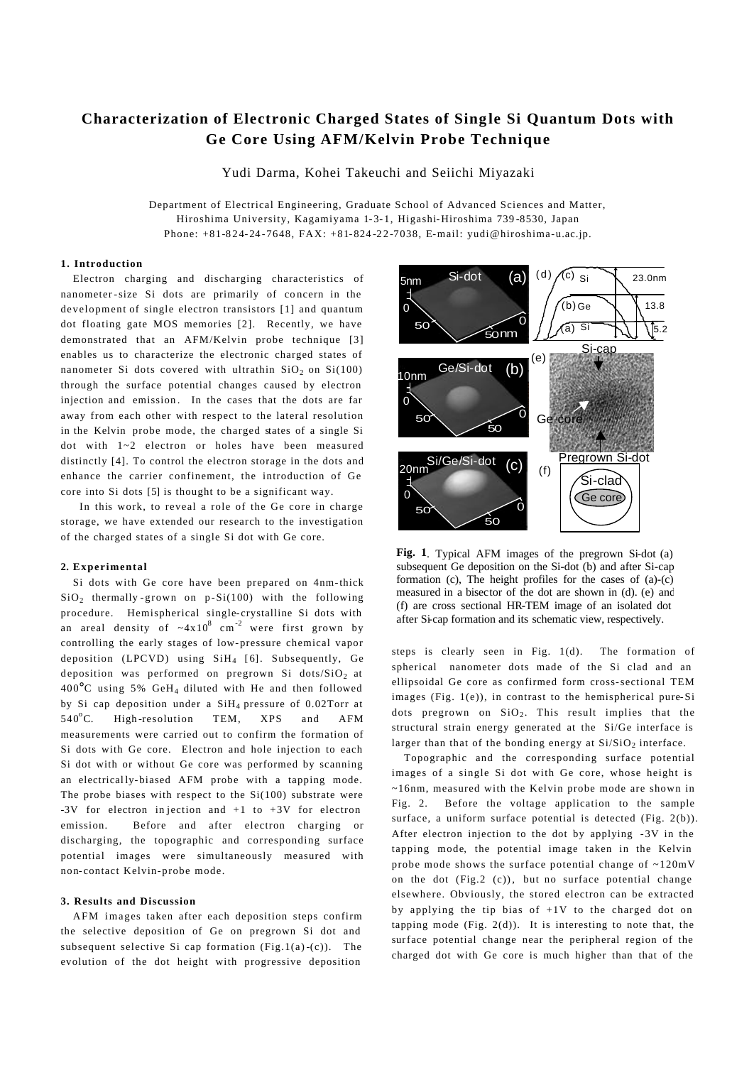# Characterization of Electronic Charged States of Single Si Quantum Dots with Ge Core Using AFM/Kelvin Probe Technique

Yudi Darma, Kohei Takeuchi and Seiichi Miyazaki

Department of Electrical Engineering, Graduate School of Advanced Sciences and Matter, Hiroshima University, Kagamiyama 1-3-1, Higashi-Hiroshima 739-8530, Japan
Phone: +81-824-24-7648, FAX: +81-824-22-7038, E-mail: yudi@hiroshima-u.ac.jp.

## 1. Introduction

Electron charging and discharging characteristics of nanometer-size Si dots are primarily of concern in the development of single electron transistors [1] and quantum dot floating gate MOS memories [2]. Recently, we have demonstrated that an AFM/Kelvin probe technique [3] enables us to characterize the electronic charged states of nanometer Si dots covered with ultrathin $SiO_2$ on Si(100) through the surface potential changes caused by electron injection and emission. In the cases that the dots are far away from each other with respect to the lateral resolution in the Kelvin probe mode, the charged states of a single Si dot with 1~2 electron or holes have been measured distinctly [4]. To control the electron storage in the dots and enhance the carrier confinement, the introduction of Ge core into Si dots [5] is thought to be a significant way.

In this work, to reveal a role of the Ge core in charge storage, we have extended our research to the investigation of the charged states of a single Si dot with Ge core.

## 2. Experimental

Si dots with Ge core have been prepared on 4nm-thick $SiO_2$ thermally-grown on p-Si(100) with the following procedure. Hemispherical single-crystalline Si dots with an areal density of $\sim 4\times10^{8}$ $cm^{-2}$ were first grown by controlling the early stages of low-pressure chemical vapor deposition (LPCVD) using $SiH_4$ [6]. Subsequently, Ge deposition was performed on pregrown Si dots/$SiO_2$ at 400°C using 5% $GeH_4$ diluted with He and then followed by Si cap deposition under a $SiH_4$ pressure of 0.02Torr at 540°C. High-resolution TEM, XPS and AFM measurements were carried out to confirm the formation of Si dots with Ge core. Electron and hole injection to each Si dot with or without Ge core was performed by scanning an electrically-biased AFM probe with a tapping mode. The probe biases with respect to the Si(100) substrate were -3V for electron injection and +1 to +3V for electron emission. Before and after electron charging or discharging, the topographic and corresponding surface potential images were simultaneously measured with non-contact Kelvin-probe mode.

## 3. Results and Discussion

AFM images taken after each deposition steps confirm the selective deposition of Ge on pregrown Si dot and subsequent selective Si cap formation (Fig.1(a)-(c)). The evolution of the dot height with progressive deposition steps is clearly seen in Fig. 1(d). The formation of spherical nanometer dots made of the Si clad and an ellipsoidal Ge core as confirmed form cross-sectional TEM images (Fig. 1(e)), in contrast to the hemispherical pure-Si dots pregrown on $SiO_2$. This result implies that the structural strain energy generated at the Si/Ge interface is larger than that of the bonding energy at Si/$SiO_2$ interface.

Topographic and the corresponding surface potential images of a single Si dot with Ge core, whose height is ~16nm, measured with the Kelvin probe mode are shown in Fig. 2. Before the voltage application to the sample surface, a uniform surface potential is detected (Fig. 2(b)). After electron injection to the dot by applying -3V in the tapping mode, the potential image taken in the Kelvin probe mode shows the surface potential change of ~120mV on the dot (Fig.2 (c)), but no surface potential change elsewhere. Obviously, the stored electron can be extracted by applying the tip bias of +1V to the charged dot on tapping mode (Fig. 2(d)). It is interesting to note that, the surface potential change near the peripheral region of the charged dot with Ge core is much higher than that of the

**Fig. 1**. Typical AFM images of the pregrown Si-dot (a) subsequent Ge deposition on the Si-dot (b) and after Si-cap formation (c), The height profiles for the cases of (a)-(c) measured in a bisector of the dot are shown in (d). (e) and (f) are cross sectional HR-TEM image of an isolated dot after Si-cap formation and its schematic view, respectively.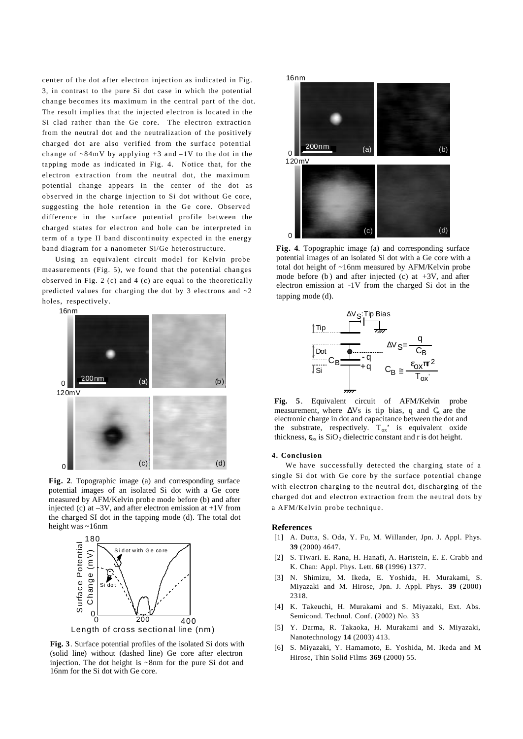center of the dot after electron injection as indicated in Fig. 3, in contrast to the pure Si dot case in which the potential change becomes its maximum in the central part of the dot. The result implies that the injected electron is located in the Si clad rather than the Ge core. The electron extraction from the neutral dot and the neutralization of the positively charged dot are also verified from the surface potential change of ~84mV by applying +3 and –1V to the dot in the tapping mode as indicated in Fig. 4. Notice that, for the electron extraction from the neutral dot, the maximum potential change appears in the center of the dot as observed in the charge injection to Si dot without Ge core, suggesting the hole retention in the Ge core. Observed difference in the surface potential profile between the charged states for electron and hole can be interpreted in term of a type II band discontinuity expected in the energy band diagram for a nanometer Si/Ge heterostructure.

Using an equivalent circuit model for Kelvin probe measurements (Fig. 5), we found that the potential changes observed in Fig. 2 (c) and 4 (c) are equal to the theoretically predicted values for charging the dot by 3 electrons and ~2 holes, respectively.

16nm

0

200nm

(a) (b)

120mV

0

(c) (d)

**Fig. 2**. Topographic image (a) and corresponding surface potential images of an isolated Si dot with a Ge core measured by AFM/Kelvin probe mode before (b) and after injected (c) at –3V, and after electron emission at +1V from the charged SI dot in the tapping mode (d). The total dot height was ~16nm

180

Si dot with Ge core

Si dot

Surface Potential Change (mV)

0

0 200 400

Length of cross sectional line (nm)

**Fig. 3**. Surface potential profiles of the isolated Si dots with (solid line) without (dashed line) Ge core after electron injection. The dot height is ~8nm for the pure Si dot and 16nm for the Si dot with Ge core.

16nm

0

200nm

(a) (b)

120mV

0

(c) (d)

**Fig. 4**. Topographic image (a) and corresponding surface potential images of an isolated Si dot with a Ge core with a total dot height of ~16nm measured by AFM/Kelvin probe mode before (b) and after injected (c) at +3V, and after electron emission at -1V from the charged Si dot in the tapping mode (d).

$\Delta V_S$:Tip Bias

Tip

Dot

Si

$C_B$

-q

+q

$$\Delta V_S = \frac{q}{C_B}$$

$$C_B \cong \frac{\varepsilon_{ox} \pi r^2}{T_{ox}'}$$

**Fig. 5**. Equivalent circuit of AFM/Kelvin probe measurement, where $\Delta V_s$ is tip bias, q and $C_B$ are the electronic charge in dot and capacitance between the dot and the substrate, respectively. $T_{ox}'$ is equivalent oxide thickness, $\varepsilon_{ox}$ is $SiO_2$ dielectric constant and r is dot height.

## 4. Conclusion

We have successfully detected the charging state of a single Si dot with Ge core by the surface potential change with electron charging to the neutral dot, discharging of the charged dot and electron extraction from the neutral dots by a AFM/Kelvin probe technique.

## References

[1] A. Dutta, S. Oda, Y. Fu, M. Willander, Jpn. J. Appl. Phys. **39** (2000) 4647.

[2] S. Tiwari. E. Rana, H. Hanafi, A. Hartstein, E. E. Crabb and K. Chan: Appl. Phys. Lett. **68** (1996) 1377.

[3] N. Shimizu, M. Ikeda, E. Yoshida, H. Murakami, S. Miyazaki and M. Hirose, Jpn. J. Appl. Phys. **39** (2000) 2318.

[4] K. Takeuchi, H. Murakami and S. Miyazaki, Ext. Abs. Semicond. Technol. Conf. (2002) No. 33

[5] Y. Darma, R. Takaoka, H. Murakami and S. Miyazaki, Nanotechnology **14** (2003) 413.

[6] S. Miyazaki, Y. Hamamoto, E. Yoshida, M. Ikeda and M. Hirose, Thin Solid Films **369** (2000) 55.